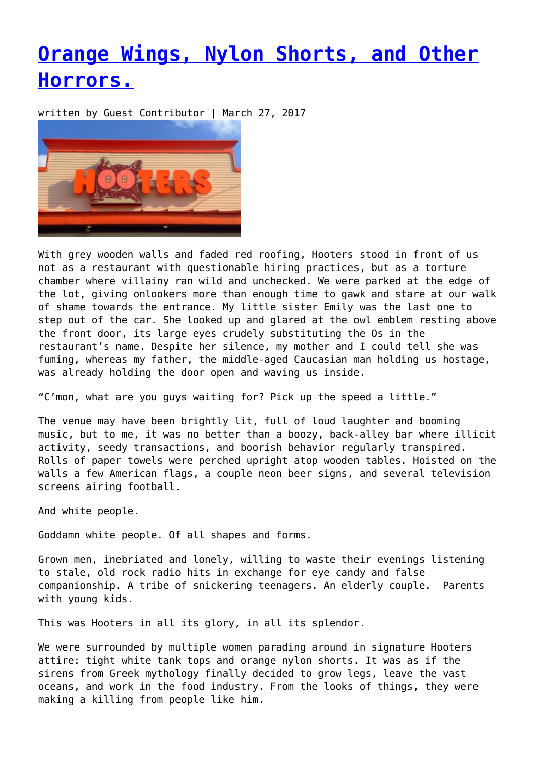# [Orange Wings, Nylon Shorts, and Other Horrors.]

written by Guest Contributor | March 27, 2017

With grey wooden walls and faded red roofing, Hooters stood in front of us not as a restaurant with questionable hiring practices, but as a torture chamber where villainy ran wild and unchecked. We were parked at the edge of the lot, giving onlookers more than enough time to gawk and stare at our walk of shame towards the entrance. My little sister Emily was the last one to step out of the car. She looked up and glared at the owl emblem resting above the front door, its large eyes crudely substituting the Os in the restaurant's name. Despite her silence, my mother and I could tell she was fuming, whereas my father, the middle-aged Caucasian man holding us hostage, was already holding the door open and waving us inside.

"C'mon, what are you guys waiting for? Pick up the speed a little."

The venue may have been brightly lit, full of loud laughter and booming music, but to me, it was no better than a boozy, back-alley bar where illicit activity, seedy transactions, and boorish behavior regularly transpired. Rolls of paper towels were perched upright atop wooden tables. Hoisted on the walls a few American flags, a couple neon beer signs, and several television screens airing football.

And white people.

Goddamn white people. Of all shapes and forms.

Grown men, inebriated and lonely, willing to waste their evenings listening to stale, old rock radio hits in exchange for eye candy and false companionship. A tribe of snickering teenagers. An elderly couple. Parents with young kids.

This was Hooters in all its glory, in all its splendor.

We were surrounded by multiple women parading around in signature Hooters attire: tight white tank tops and orange nylon shorts. It was as if the sirens from Greek mythology finally decided to grow legs, leave the vast oceans, and work in the food industry. From the looks of things, they were making a killing from people like him.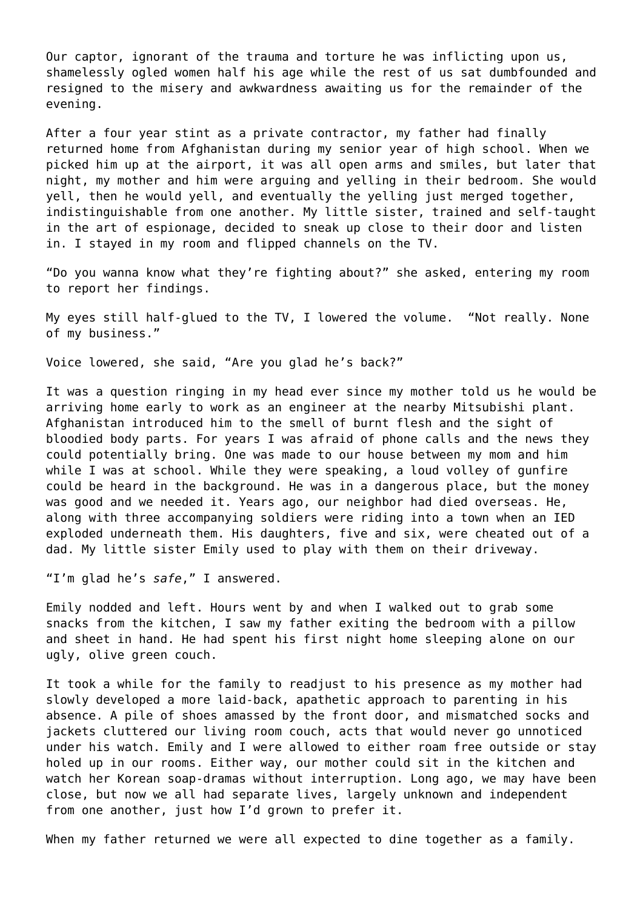Our captor, ignorant of the trauma and torture he was inflicting upon us, shamelessly ogled women half his age while the rest of us sat dumbfounded and resigned to the misery and awkwardness awaiting us for the remainder of the evening.

After a four year stint as a private contractor, my father had finally returned home from Afghanistan during my senior year of high school. When we picked him up at the airport, it was all open arms and smiles, but later that night, my mother and him were arguing and yelling in their bedroom. She would yell, then he would yell, and eventually the yelling just merged together, indistinguishable from one another. My little sister, trained and self-taught in the art of espionage, decided to sneak up close to their door and listen in. I stayed in my room and flipped channels on the TV.

“Do you wanna know what they’re fighting about?” she asked, entering my room to report her findings.

My eyes still half-glued to the TV, I lowered the volume.  “Not really. None of my business.”

Voice lowered, she said, “Are you glad he’s back?”

It was a question ringing in my head ever since my mother told us he would be arriving home early to work as an engineer at the nearby Mitsubishi plant. Afghanistan introduced him to the smell of burnt flesh and the sight of bloodied body parts. For years I was afraid of phone calls and the news they could potentially bring. One was made to our house between my mom and him while I was at school. While they were speaking, a loud volley of gunfire could be heard in the background. He was in a dangerous place, but the money was good and we needed it. Years ago, our neighbor had died overseas. He, along with three accompanying soldiers were riding into a town when an IED exploded underneath them. His daughters, five and six, were cheated out of a dad. My little sister Emily used to play with them on their driveway.

“I’m glad he’s *safe*,” I answered.

Emily nodded and left. Hours went by and when I walked out to grab some snacks from the kitchen, I saw my father exiting the bedroom with a pillow and sheet in hand. He had spent his first night home sleeping alone on our ugly, olive green couch.

It took a while for the family to readjust to his presence as my mother had slowly developed a more laid-back, apathetic approach to parenting in his absence. A pile of shoes amassed by the front door, and mismatched socks and jackets cluttered our living room couch, acts that would never go unnoticed under his watch. Emily and I were allowed to either roam free outside or stay holed up in our rooms. Either way, our mother could sit in the kitchen and watch her Korean soap-dramas without interruption. Long ago, we may have been close, but now we all had separate lives, largely unknown and independent from one another, just how I’d grown to prefer it.

When my father returned we were all expected to dine together as a family.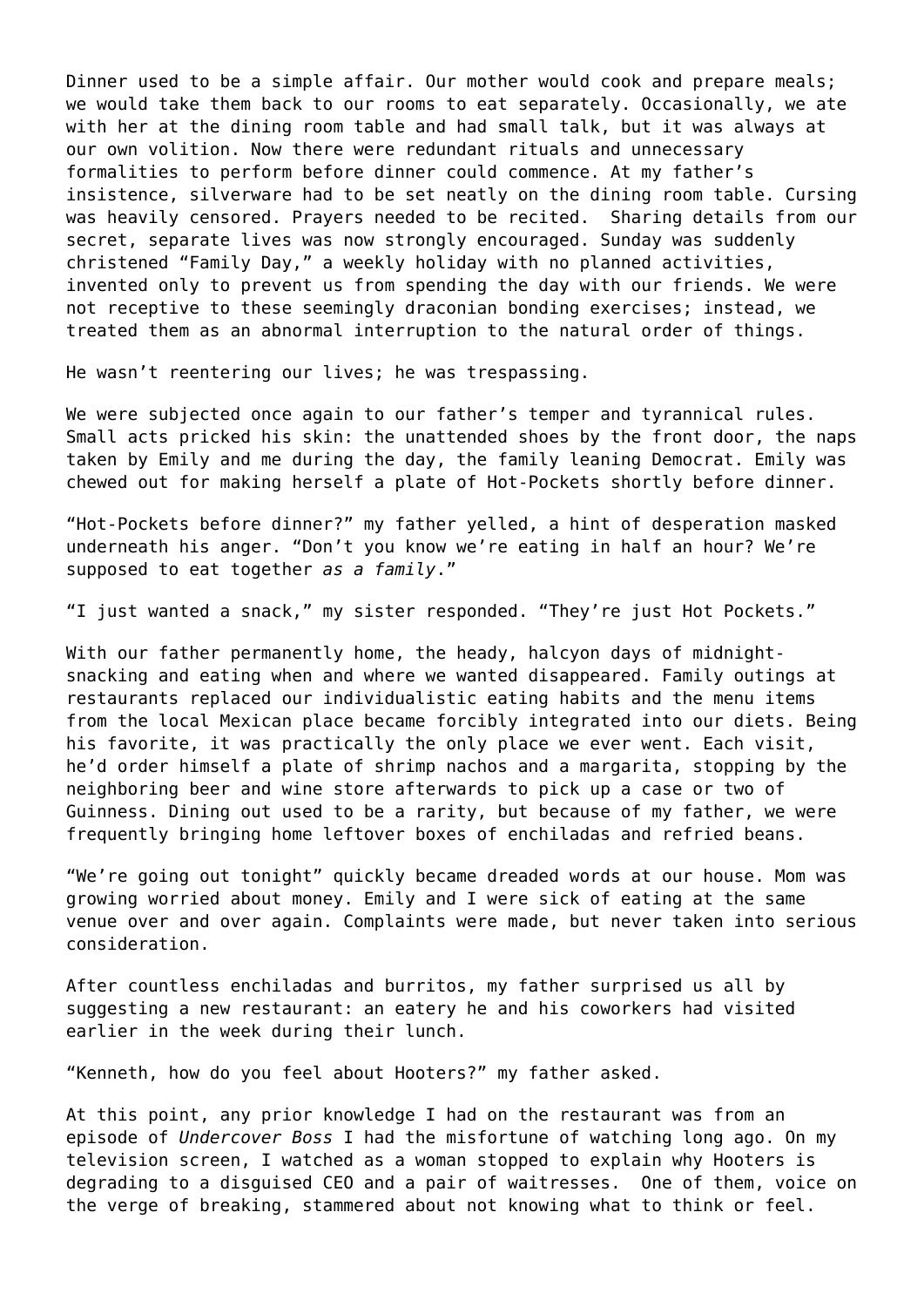Dinner used to be a simple affair. Our mother would cook and prepare meals; we would take them back to our rooms to eat separately. Occasionally, we ate with her at the dining room table and had small talk, but it was always at our own volition. Now there were redundant rituals and unnecessary formalities to perform before dinner could commence. At my father's insistence, silverware had to be set neatly on the dining room table. Cursing was heavily censored. Prayers needed to be recited.  Sharing details from our secret, separate lives was now strongly encouraged. Sunday was suddenly christened "Family Day," a weekly holiday with no planned activities, invented only to prevent us from spending the day with our friends. We were not receptive to these seemingly draconian bonding exercises; instead, we treated them as an abnormal interruption to the natural order of things.

He wasn't reentering our lives; he was trespassing.

We were subjected once again to our father's temper and tyrannical rules. Small acts pricked his skin: the unattended shoes by the front door, the naps taken by Emily and me during the day, the family leaning Democrat. Emily was chewed out for making herself a plate of Hot-Pockets shortly before dinner.

"Hot-Pockets before dinner?" my father yelled, a hint of desperation masked underneath his anger. "Don't you know we're eating in half an hour? We're supposed to eat together *as a family*."

"I just wanted a snack," my sister responded. "They're just Hot Pockets."

With our father permanently home, the heady, halcyon days of midnight-snacking and eating when and where we wanted disappeared. Family outings at restaurants replaced our individualistic eating habits and the menu items from the local Mexican place became forcibly integrated into our diets. Being his favorite, it was practically the only place we ever went. Each visit, he'd order himself a plate of shrimp nachos and a margarita, stopping by the neighboring beer and wine store afterwards to pick up a case or two of Guinness. Dining out used to be a rarity, but because of my father, we were frequently bringing home leftover boxes of enchiladas and refried beans.

"We're going out tonight" quickly became dreaded words at our house. Mom was growing worried about money. Emily and I were sick of eating at the same venue over and over again. Complaints were made, but never taken into serious consideration.

After countless enchiladas and burritos, my father surprised us all by suggesting a new restaurant: an eatery he and his coworkers had visited earlier in the week during their lunch.

"Kenneth, how do you feel about Hooters?" my father asked.

At this point, any prior knowledge I had on the restaurant was from an episode of *Undercover Boss* I had the misfortune of watching long ago. On my television screen, I watched as a woman stopped to explain why Hooters is degrading to a disguised CEO and a pair of waitresses.  One of them, voice on the verge of breaking, stammered about not knowing what to think or feel.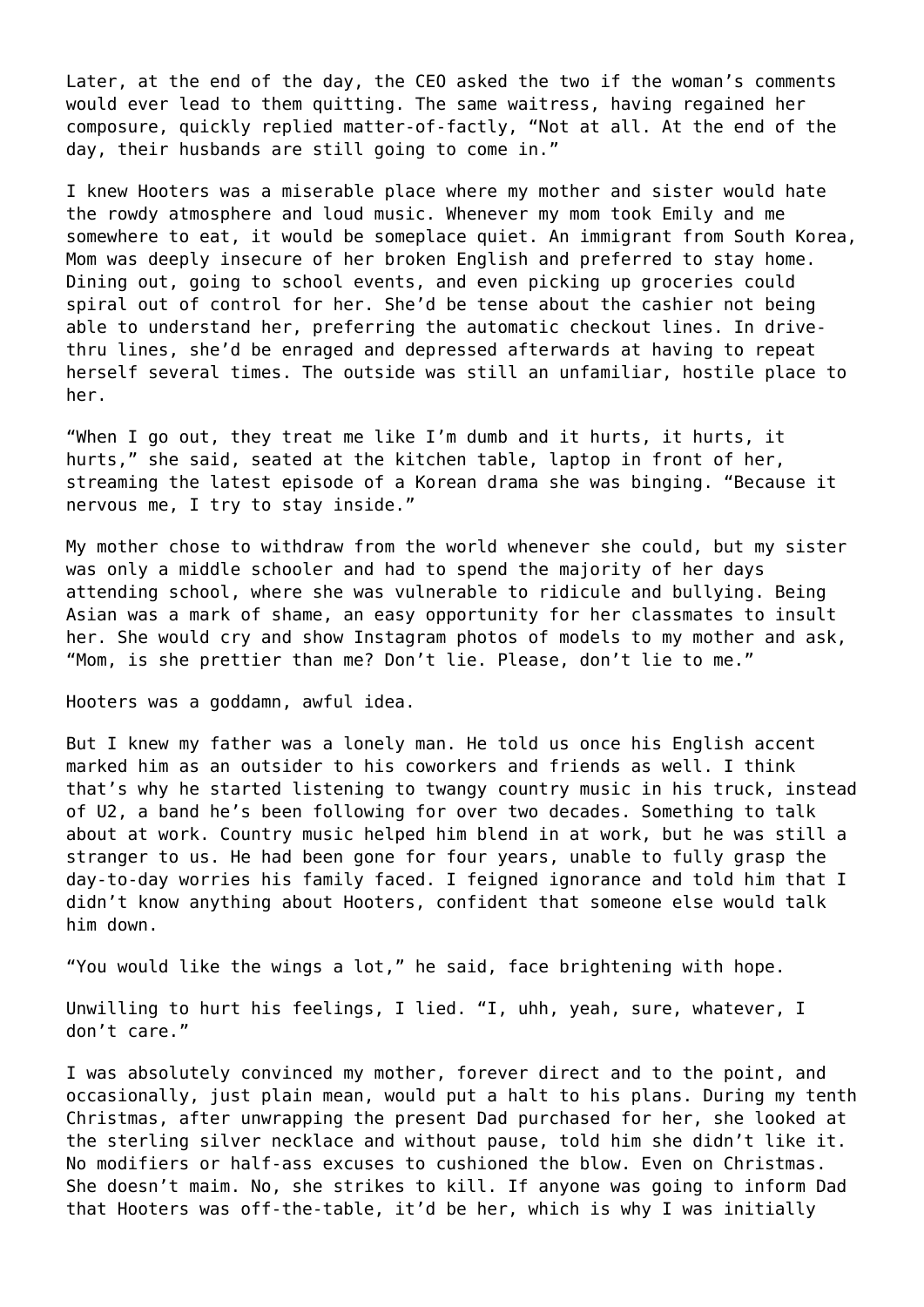Later, at the end of the day, the CEO asked the two if the woman's comments would ever lead to them quitting. The same waitress, having regained her composure, quickly replied matter-of-factly, "Not at all. At the end of the day, their husbands are still going to come in."

I knew Hooters was a miserable place where my mother and sister would hate the rowdy atmosphere and loud music. Whenever my mom took Emily and me somewhere to eat, it would be someplace quiet. An immigrant from South Korea, Mom was deeply insecure of her broken English and preferred to stay home. Dining out, going to school events, and even picking up groceries could spiral out of control for her. She'd be tense about the cashier not being able to understand her, preferring the automatic checkout lines. In drive-thru lines, she'd be enraged and depressed afterwards at having to repeat herself several times. The outside was still an unfamiliar, hostile place to her.

"When I go out, they treat me like I'm dumb and it hurts, it hurts, it hurts," she said, seated at the kitchen table, laptop in front of her, streaming the latest episode of a Korean drama she was binging. "Because it nervous me, I try to stay inside."

My mother chose to withdraw from the world whenever she could, but my sister was only a middle schooler and had to spend the majority of her days attending school, where she was vulnerable to ridicule and bullying. Being Asian was a mark of shame, an easy opportunity for her classmates to insult her. She would cry and show Instagram photos of models to my mother and ask, "Mom, is she prettier than me? Don't lie. Please, don't lie to me."

Hooters was a goddamn, awful idea.

But I knew my father was a lonely man. He told us once his English accent marked him as an outsider to his coworkers and friends as well. I think that's why he started listening to twangy country music in his truck, instead of U2, a band he's been following for over two decades. Something to talk about at work. Country music helped him blend in at work, but he was still a stranger to us. He had been gone for four years, unable to fully grasp the day-to-day worries his family faced. I feigned ignorance and told him that I didn't know anything about Hooters, confident that someone else would talk him down.

"You would like the wings a lot," he said, face brightening with hope.

Unwilling to hurt his feelings, I lied. "I, uhh, yeah, sure, whatever, I don't care."

I was absolutely convinced my mother, forever direct and to the point, and occasionally, just plain mean, would put a halt to his plans. During my tenth Christmas, after unwrapping the present Dad purchased for her, she looked at the sterling silver necklace and without pause, told him she didn't like it. No modifiers or half-ass excuses to cushioned the blow. Even on Christmas. She doesn't maim. No, she strikes to kill. If anyone was going to inform Dad that Hooters was off-the-table, it'd be her, which is why I was initially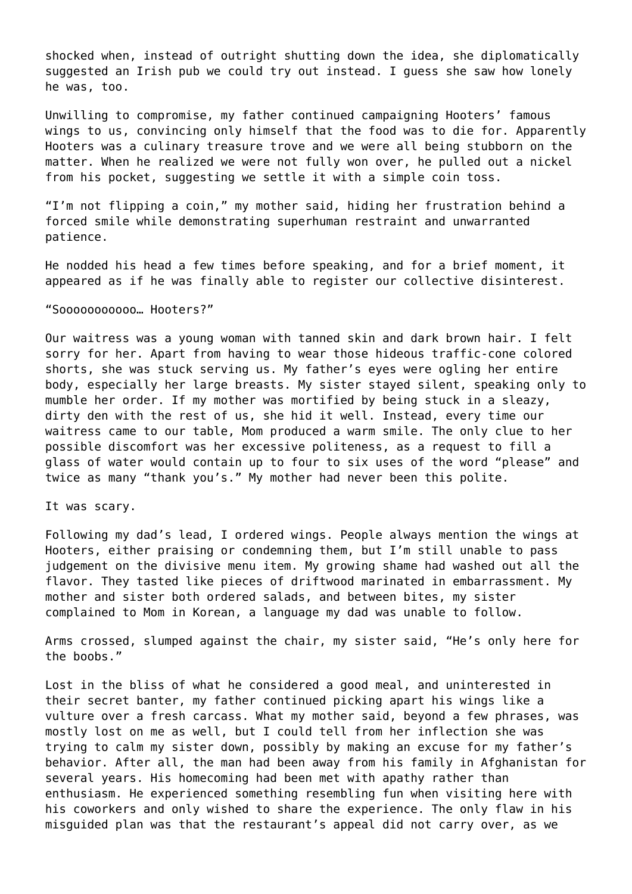shocked when, instead of outright shutting down the idea, she diplomatically suggested an Irish pub we could try out instead. I guess she saw how lonely he was, too.

Unwilling to compromise, my father continued campaigning Hooters' famous wings to us, convincing only himself that the food was to die for. Apparently Hooters was a culinary treasure trove and we were all being stubborn on the matter. When he realized we were not fully won over, he pulled out a nickel from his pocket, suggesting we settle it with a simple coin toss.

"I'm not flipping a coin," my mother said, hiding her frustration behind a forced smile while demonstrating superhuman restraint and unwarranted patience.

He nodded his head a few times before speaking, and for a brief moment, it appeared as if he was finally able to register our collective disinterest.

"Soooooooooooo… Hooters?"

Our waitress was a young woman with tanned skin and dark brown hair. I felt sorry for her. Apart from having to wear those hideous traffic-cone colored shorts, she was stuck serving us. My father's eyes were ogling her entire body, especially her large breasts. My sister stayed silent, speaking only to mumble her order. If my mother was mortified by being stuck in a sleazy, dirty den with the rest of us, she hid it well. Instead, every time our waitress came to our table, Mom produced a warm smile. The only clue to her possible discomfort was her excessive politeness, as a request to fill a glass of water would contain up to four to six uses of the word "please" and twice as many "thank you's." My mother had never been this polite.

It was scary.

Following my dad's lead, I ordered wings. People always mention the wings at Hooters, either praising or condemning them, but I'm still unable to pass judgement on the divisive menu item. My growing shame had washed out all the flavor. They tasted like pieces of driftwood marinated in embarrassment. My mother and sister both ordered salads, and between bites, my sister complained to Mom in Korean, a language my dad was unable to follow.

Arms crossed, slumped against the chair, my sister said, "He's only here for the boobs."

Lost in the bliss of what he considered a good meal, and uninterested in their secret banter, my father continued picking apart his wings like a vulture over a fresh carcass. What my mother said, beyond a few phrases, was mostly lost on me as well, but I could tell from her inflection she was trying to calm my sister down, possibly by making an excuse for my father's behavior. After all, the man had been away from his family in Afghanistan for several years. His homecoming had been met with apathy rather than enthusiasm. He experienced something resembling fun when visiting here with his coworkers and only wished to share the experience. The only flaw in his misguided plan was that the restaurant's appeal did not carry over, as we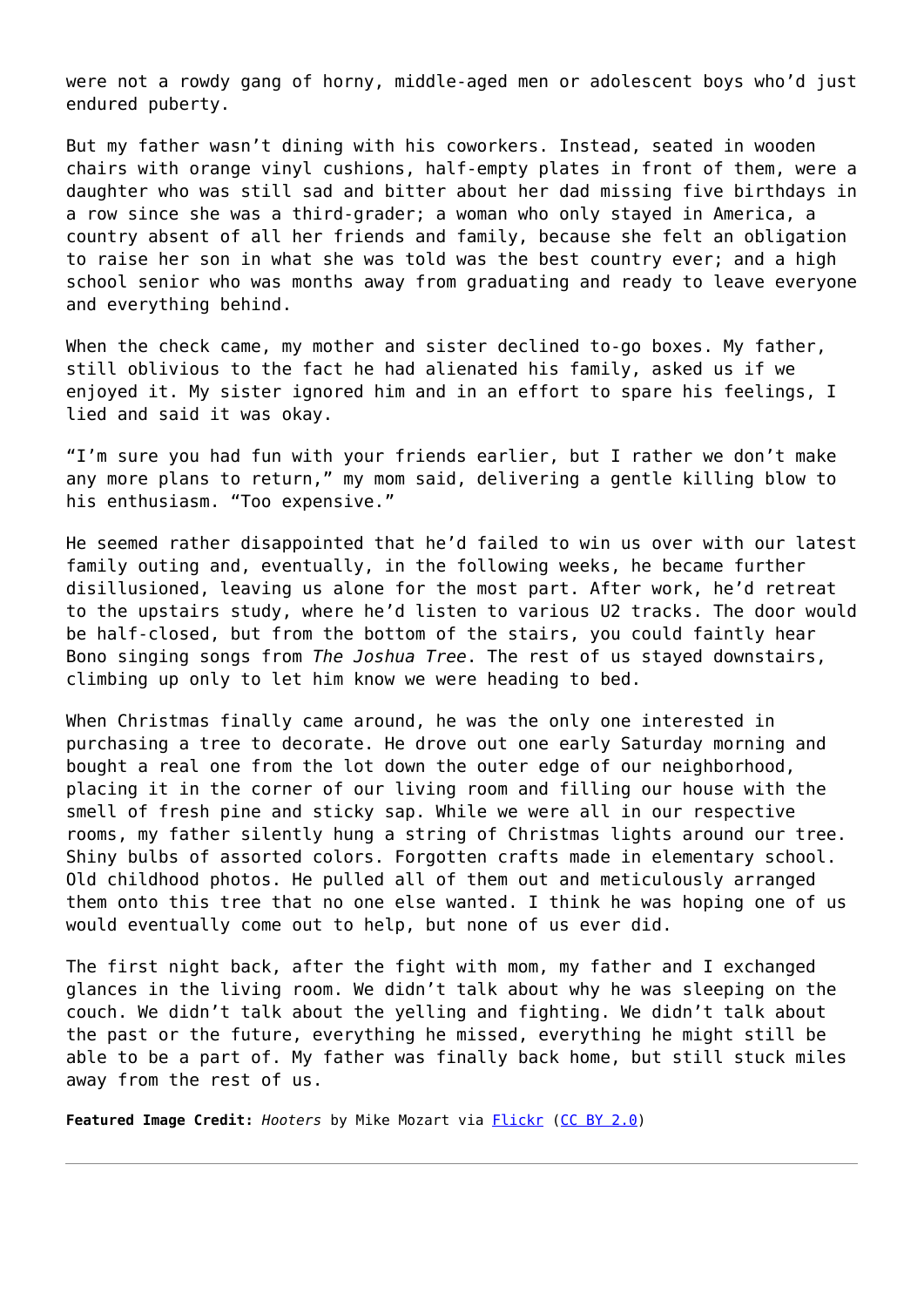were not a rowdy gang of horny, middle-aged men or adolescent boys who'd just endured puberty.

But my father wasn't dining with his coworkers. Instead, seated in wooden chairs with orange vinyl cushions, half-empty plates in front of them, were a daughter who was still sad and bitter about her dad missing five birthdays in a row since she was a third-grader; a woman who only stayed in America, a country absent of all her friends and family, because she felt an obligation to raise her son in what she was told was the best country ever; and a high school senior who was months away from graduating and ready to leave everyone and everything behind.

When the check came, my mother and sister declined to-go boxes. My father, still oblivious to the fact he had alienated his family, asked us if we enjoyed it. My sister ignored him and in an effort to spare his feelings, I lied and said it was okay.

"I'm sure you had fun with your friends earlier, but I rather we don't make any more plans to return," my mom said, delivering a gentle killing blow to his enthusiasm. "Too expensive."

He seemed rather disappointed that he'd failed to win us over with our latest family outing and, eventually, in the following weeks, he became further disillusioned, leaving us alone for the most part. After work, he'd retreat to the upstairs study, where he'd listen to various U2 tracks. The door would be half-closed, but from the bottom of the stairs, you could faintly hear Bono singing songs from *The Joshua Tree*. The rest of us stayed downstairs, climbing up only to let him know we were heading to bed.

When Christmas finally came around, he was the only one interested in purchasing a tree to decorate. He drove out one early Saturday morning and bought a real one from the lot down the outer edge of our neighborhood, placing it in the corner of our living room and filling our house with the smell of fresh pine and sticky sap. While we were all in our respective rooms, my father silently hung a string of Christmas lights around our tree. Shiny bulbs of assorted colors. Forgotten crafts made in elementary school. Old childhood photos. He pulled all of them out and meticulously arranged them onto this tree that no one else wanted. I think he was hoping one of us would eventually come out to help, but none of us ever did.

The first night back, after the fight with mom, my father and I exchanged glances in the living room. We didn't talk about why he was sleeping on the couch. We didn't talk about the yelling and fighting. We didn't talk about the past or the future, everything he missed, everything he might still be able to be a part of. My father was finally back home, but still stuck miles away from the rest of us.

**Featured Image Credit:** *Hooters* by Mike Mozart via Flickr (CC BY 2.0)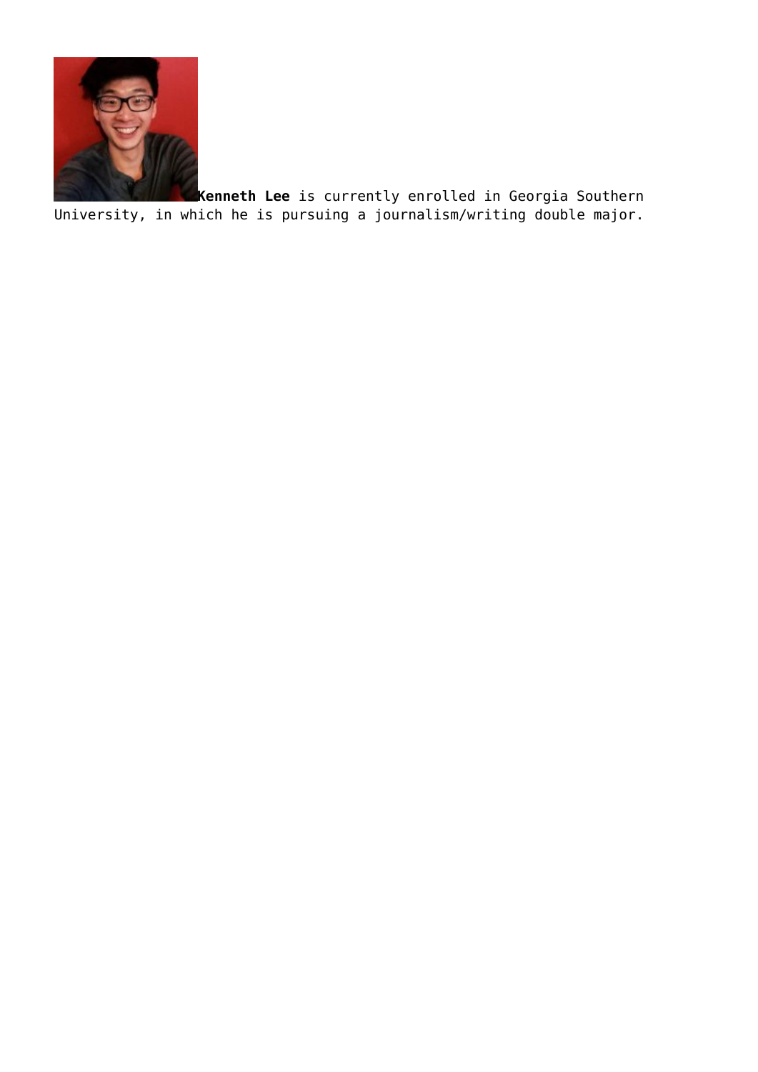**Kenneth Lee** is currently enrolled in Georgia Southern University, in which he is pursuing a journalism/writing double major.